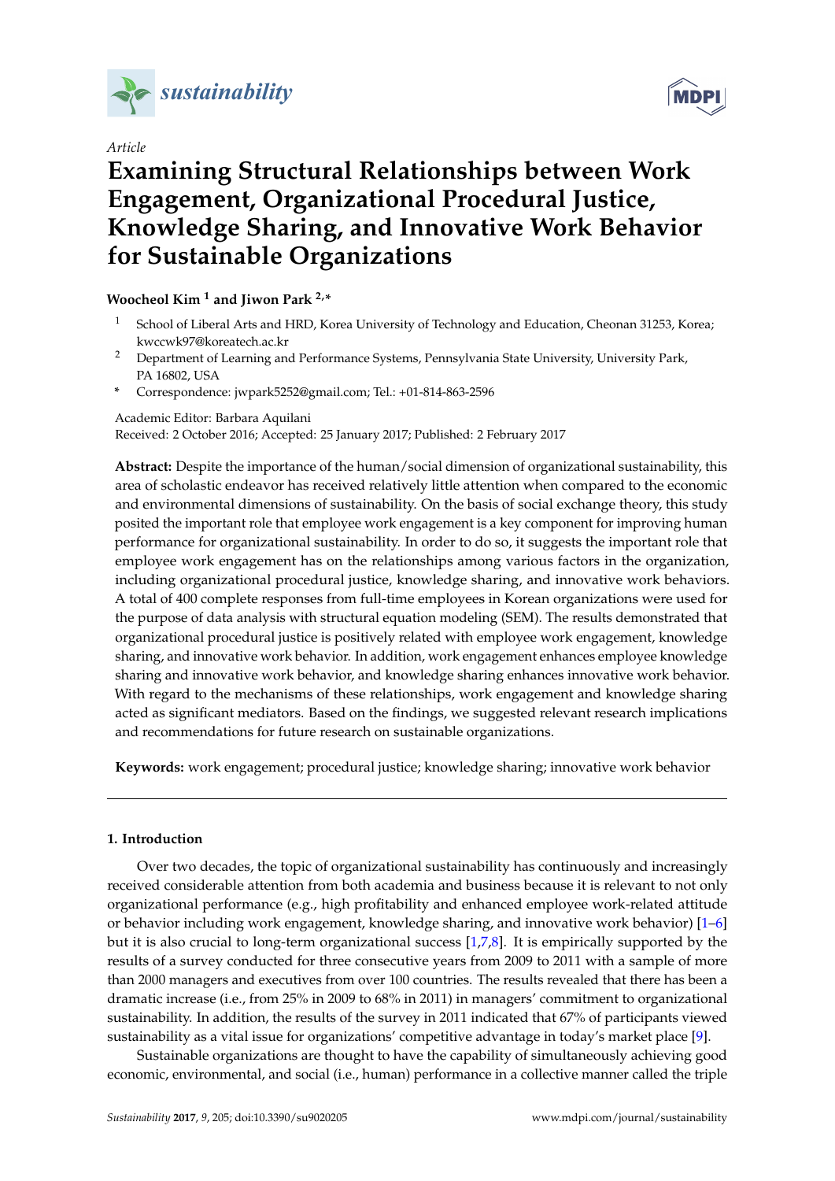*Article*

# Examining Structural Relationships between Work Engagement, Organizational Procedural Justice, Knowledge Sharing, and Innovative Work Behavior for Sustainable Organizations

**Woocheol Kim [1] and Jiwon Park [2,*]**

[1] School of Liberal Arts and HRD, Korea University of Technology and Education, Cheonan 31253, Korea; kwccwk97@koreatech.ac.kr

[2] Department of Learning and Performance Systems, Pennsylvania State University, University Park, PA 16802, USA

\* Correspondence: jwpark5252@gmail.com; Tel.: +01-814-863-2596

Academic Editor: Barbara Aquilani

Received: 2 October 2016; Accepted: 25 January 2017; Published: 2 February 2017

**Abstract:** Despite the importance of the human/social dimension of organizational sustainability, this area of scholastic endeavor has received relatively little attention when compared to the economic and environmental dimensions of sustainability. On the basis of social exchange theory, this study posited the important role that employee work engagement is a key component for improving human performance for organizational sustainability. In order to do so, it suggests the important role that employee work engagement has on the relationships among various factors in the organization, including organizational procedural justice, knowledge sharing, and innovative work behaviors. A total of 400 complete responses from full-time employees in Korean organizations were used for the purpose of data analysis with structural equation modeling (SEM). The results demonstrated that organizational procedural justice is positively related with employee work engagement, knowledge sharing, and innovative work behavior. In addition, work engagement enhances employee knowledge sharing and innovative work behavior, and knowledge sharing enhances innovative work behavior. With regard to the mechanisms of these relationships, work engagement and knowledge sharing acted as significant mediators. Based on the findings, we suggested relevant research implications and recommendations for future research on sustainable organizations.

**Keywords:** work engagement; procedural justice; knowledge sharing; innovative work behavior

## 1. Introduction

Over two decades, the topic of organizational sustainability has continuously and increasingly received considerable attention from both academia and business because it is relevant to not only organizational performance (e.g., high profitability and enhanced employee work-related attitude or behavior including work engagement, knowledge sharing, and innovative work behavior) [1–6] but it is also crucial to long-term organizational success [1,7,8]. It is empirically supported by the results of a survey conducted for three consecutive years from 2009 to 2011 with a sample of more than 2000 managers and executives from over 100 countries. The results revealed that there has been a dramatic increase (i.e., from 25% in 2009 to 68% in 2011) in managers' commitment to organizational sustainability. In addition, the results of the survey in 2011 indicated that 67% of participants viewed sustainability as a vital issue for organizations' competitive advantage in today's market place [9].

Sustainable organizations are thought to have the capability of simultaneously achieving good economic, environmental, and social (i.e., human) performance in a collective manner called the triple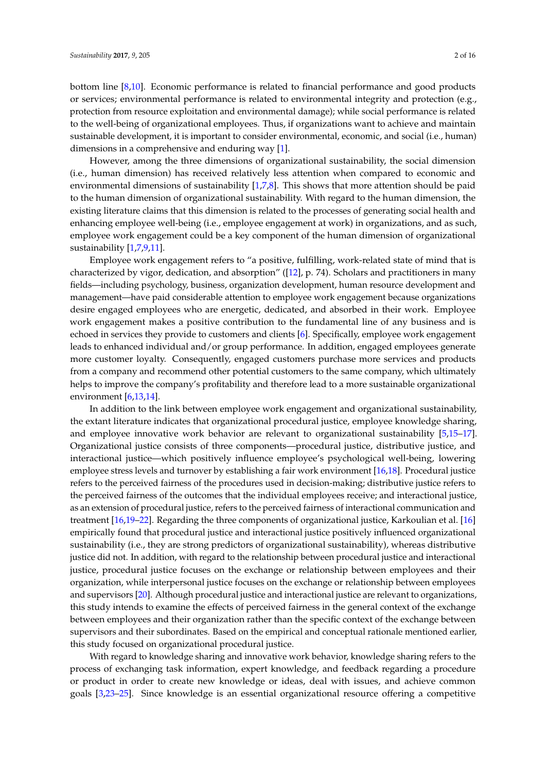bottom line [8,10]. Economic performance is related to financial performance and good products or services; environmental performance is related to environmental integrity and protection (e.g., protection from resource exploitation and environmental damage); while social performance is related to the well-being of organizational employees. Thus, if organizations want to achieve and maintain sustainable development, it is important to consider environmental, economic, and social (i.e., human) dimensions in a comprehensive and enduring way [1].

However, among the three dimensions of organizational sustainability, the social dimension (i.e., human dimension) has received relatively less attention when compared to economic and environmental dimensions of sustainability [1,7,8]. This shows that more attention should be paid to the human dimension of organizational sustainability. With regard to the human dimension, the existing literature claims that this dimension is related to the processes of generating social health and enhancing employee well-being (i.e., employee engagement at work) in organizations, and as such, employee work engagement could be a key component of the human dimension of organizational sustainability [1,7,9,11].

Employee work engagement refers to "a positive, fulfilling, work-related state of mind that is characterized by vigor, dedication, and absorption" ([12], p. 74). Scholars and practitioners in many fields—including psychology, business, organization development, human resource development and management—have paid considerable attention to employee work engagement because organizations desire engaged employees who are energetic, dedicated, and absorbed in their work. Employee work engagement makes a positive contribution to the fundamental line of any business and is echoed in services they provide to customers and clients [6]. Specifically, employee work engagement leads to enhanced individual and/or group performance. In addition, engaged employees generate more customer loyalty. Consequently, engaged customers purchase more services and products from a company and recommend other potential customers to the same company, which ultimately helps to improve the company's profitability and therefore lead to a more sustainable organizational environment [6,13,14].

In addition to the link between employee work engagement and organizational sustainability, the extant literature indicates that organizational procedural justice, employee knowledge sharing, and employee innovative work behavior are relevant to organizational sustainability [5,15–17]. Organizational justice consists of three components—procedural justice, distributive justice, and interactional justice—which positively influence employee's psychological well-being, lowering employee stress levels and turnover by establishing a fair work environment [16,18]. Procedural justice refers to the perceived fairness of the procedures used in decision-making; distributive justice refers to the perceived fairness of the outcomes that the individual employees receive; and interactional justice, as an extension of procedural justice, refers to the perceived fairness of interactional communication and treatment [16,19–22]. Regarding the three components of organizational justice, Karkoulian et al. [16] empirically found that procedural justice and interactional justice positively influenced organizational sustainability (i.e., they are strong predictors of organizational sustainability), whereas distributive justice did not. In addition, with regard to the relationship between procedural justice and interactional justice, procedural justice focuses on the exchange or relationship between employees and their organization, while interpersonal justice focuses on the exchange or relationship between employees and supervisors [20]. Although procedural justice and interactional justice are relevant to organizations, this study intends to examine the effects of perceived fairness in the general context of the exchange between employees and their organization rather than the specific context of the exchange between supervisors and their subordinates. Based on the empirical and conceptual rationale mentioned earlier, this study focused on organizational procedural justice.

With regard to knowledge sharing and innovative work behavior, knowledge sharing refers to the process of exchanging task information, expert knowledge, and feedback regarding a procedure or product in order to create new knowledge or ideas, deal with issues, and achieve common goals [3,23–25]. Since knowledge is an essential organizational resource offering a competitive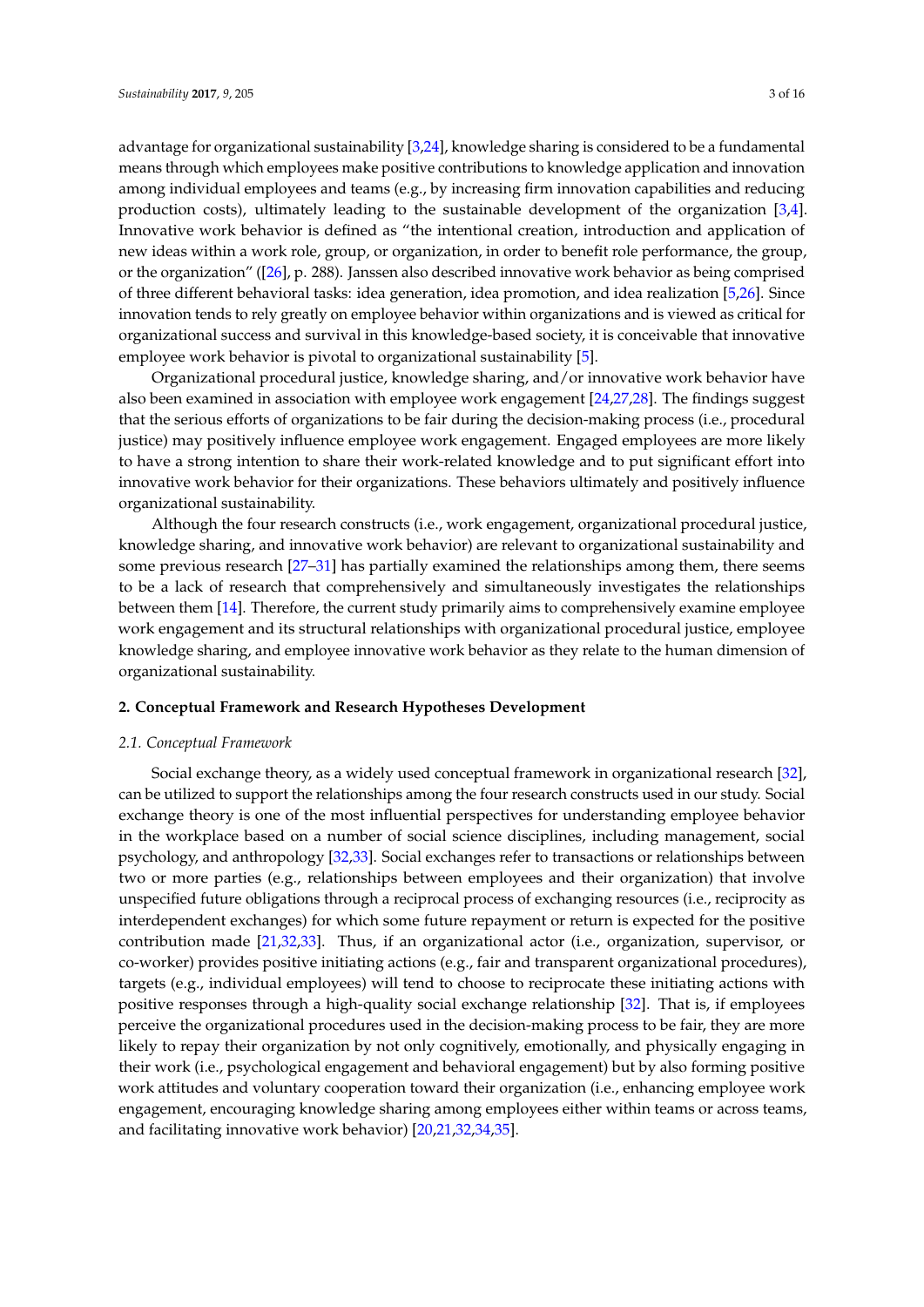advantage for organizational sustainability [3,24], knowledge sharing is considered to be a fundamental means through which employees make positive contributions to knowledge application and innovation among individual employees and teams (e.g., by increasing firm innovation capabilities and reducing production costs), ultimately leading to the sustainable development of the organization [3,4]. Innovative work behavior is defined as "the intentional creation, introduction and application of new ideas within a work role, group, or organization, in order to benefit role performance, the group, or the organization" ([26], p. 288). Janssen also described innovative work behavior as being comprised of three different behavioral tasks: idea generation, idea promotion, and idea realization [5,26]. Since innovation tends to rely greatly on employee behavior within organizations and is viewed as critical for organizational success and survival in this knowledge-based society, it is conceivable that innovative employee work behavior is pivotal to organizational sustainability [5].

Organizational procedural justice, knowledge sharing, and/or innovative work behavior have also been examined in association with employee work engagement [24,27,28]. The findings suggest that the serious efforts of organizations to be fair during the decision-making process (i.e., procedural justice) may positively influence employee work engagement. Engaged employees are more likely to have a strong intention to share their work-related knowledge and to put significant effort into innovative work behavior for their organizations. These behaviors ultimately and positively influence organizational sustainability.

Although the four research constructs (i.e., work engagement, organizational procedural justice, knowledge sharing, and innovative work behavior) are relevant to organizational sustainability and some previous research [27–31] has partially examined the relationships among them, there seems to be a lack of research that comprehensively and simultaneously investigates the relationships between them [14]. Therefore, the current study primarily aims to comprehensively examine employee work engagement and its structural relationships with organizational procedural justice, employee knowledge sharing, and employee innovative work behavior as they relate to the human dimension of organizational sustainability.

## 2. Conceptual Framework and Research Hypotheses Development

### *2.1. Conceptual Framework*

Social exchange theory, as a widely used conceptual framework in organizational research [32], can be utilized to support the relationships among the four research constructs used in our study. Social exchange theory is one of the most influential perspectives for understanding employee behavior in the workplace based on a number of social science disciplines, including management, social psychology, and anthropology [32,33]. Social exchanges refer to transactions or relationships between two or more parties (e.g., relationships between employees and their organization) that involve unspecified future obligations through a reciprocal process of exchanging resources (i.e., reciprocity as interdependent exchanges) for which some future repayment or return is expected for the positive contribution made [21,32,33]. Thus, if an organizational actor (i.e., organization, supervisor, or co-worker) provides positive initiating actions (e.g., fair and transparent organizational procedures), targets (e.g., individual employees) will tend to choose to reciprocate these initiating actions with positive responses through a high-quality social exchange relationship [32]. That is, if employees perceive the organizational procedures used in the decision-making process to be fair, they are more likely to repay their organization by not only cognitively, emotionally, and physically engaging in their work (i.e., psychological engagement and behavioral engagement) but by also forming positive work attitudes and voluntary cooperation toward their organization (i.e., enhancing employee work engagement, encouraging knowledge sharing among employees either within teams or across teams, and facilitating innovative work behavior) [20,21,32,34,35].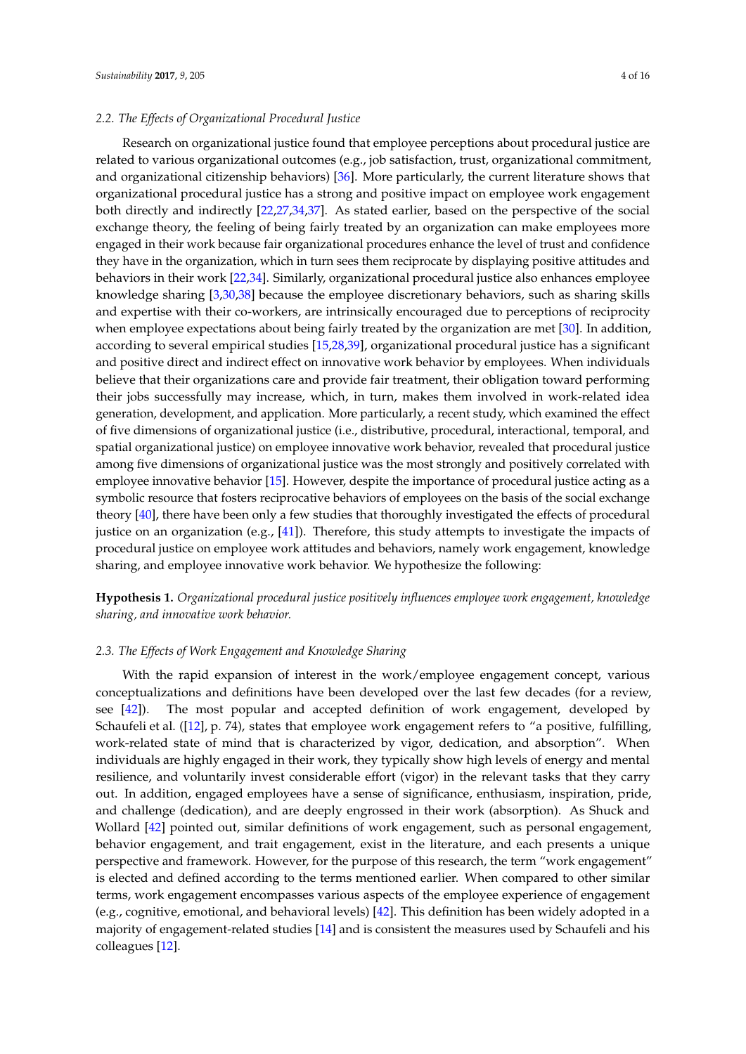### 2.2. The Effects of Organizational Procedural Justice

Research on organizational justice found that employee perceptions about procedural justice are related to various organizational outcomes (e.g., job satisfaction, trust, organizational commitment, and organizational citizenship behaviors) [36]. More particularly, the current literature shows that organizational procedural justice has a strong and positive impact on employee work engagement both directly and indirectly [22,27,34,37]. As stated earlier, based on the perspective of the social exchange theory, the feeling of being fairly treated by an organization can make employees more engaged in their work because fair organizational procedures enhance the level of trust and confidence they have in the organization, which in turn sees them reciprocate by displaying positive attitudes and behaviors in their work [22,34]. Similarly, organizational procedural justice also enhances employee knowledge sharing [3,30,38] because the employee discretionary behaviors, such as sharing skills and expertise with their co-workers, are intrinsically encouraged due to perceptions of reciprocity when employee expectations about being fairly treated by the organization are met [30]. In addition, according to several empirical studies [15,28,39], organizational procedural justice has a significant and positive direct and indirect effect on innovative work behavior by employees. When individuals believe that their organizations care and provide fair treatment, their obligation toward performing their jobs successfully may increase, which, in turn, makes them involved in work-related idea generation, development, and application. More particularly, a recent study, which examined the effect of five dimensions of organizational justice (i.e., distributive, procedural, interactional, temporal, and spatial organizational justice) on employee innovative work behavior, revealed that procedural justice among five dimensions of organizational justice was the most strongly and positively correlated with employee innovative behavior [15]. However, despite the importance of procedural justice acting as a symbolic resource that fosters reciprocative behaviors of employees on the basis of the social exchange theory [40], there have been only a few studies that thoroughly investigated the effects of procedural justice on an organization (e.g., [41]). Therefore, this study attempts to investigate the impacts of procedural justice on employee work attitudes and behaviors, namely work engagement, knowledge sharing, and employee innovative work behavior. We hypothesize the following:

**Hypothesis 1.** *Organizational procedural justice positively influences employee work engagement, knowledge sharing, and innovative work behavior.*

### 2.3. The Effects of Work Engagement and Knowledge Sharing

With the rapid expansion of interest in the work/employee engagement concept, various conceptualizations and definitions have been developed over the last few decades (for a review, see [42]). The most popular and accepted definition of work engagement, developed by Schaufeli et al. ([12], p. 74), states that employee work engagement refers to "a positive, fulfilling, work-related state of mind that is characterized by vigor, dedication, and absorption". When individuals are highly engaged in their work, they typically show high levels of energy and mental resilience, and voluntarily invest considerable effort (vigor) in the relevant tasks that they carry out. In addition, engaged employees have a sense of significance, enthusiasm, inspiration, pride, and challenge (dedication), and are deeply engrossed in their work (absorption). As Shuck and Wollard [42] pointed out, similar definitions of work engagement, such as personal engagement, behavior engagement, and trait engagement, exist in the literature, and each presents a unique perspective and framework. However, for the purpose of this research, the term "work engagement" is elected and defined according to the terms mentioned earlier. When compared to other similar terms, work engagement encompasses various aspects of the employee experience of engagement (e.g., cognitive, emotional, and behavioral levels) [42]. This definition has been widely adopted in a majority of engagement-related studies [14] and is consistent the measures used by Schaufeli and his colleagues [12].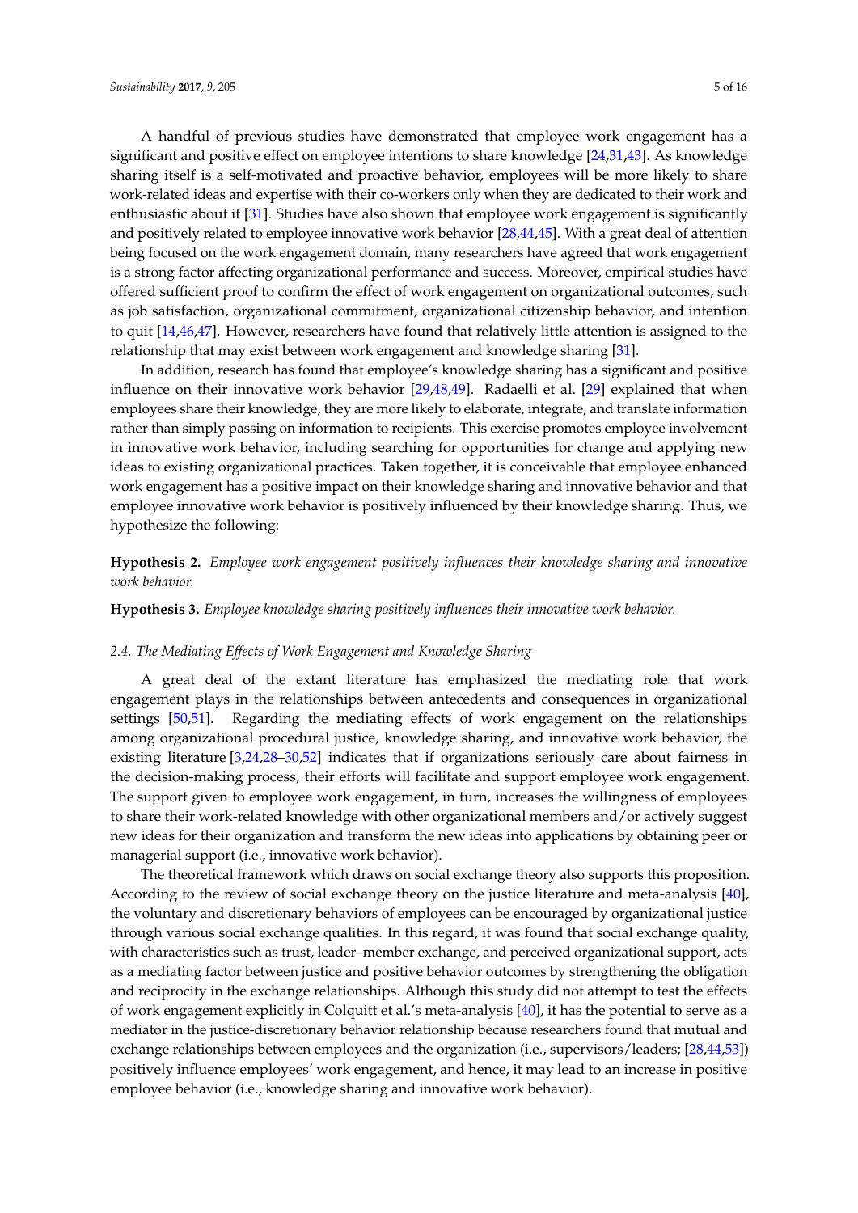A handful of previous studies have demonstrated that employee work engagement has a significant and positive effect on employee intentions to share knowledge [24,31,43]. As knowledge sharing itself is a self-motivated and proactive behavior, employees will be more likely to share work-related ideas and expertise with their co-workers only when they are dedicated to their work and enthusiastic about it [31]. Studies have also shown that employee work engagement is significantly and positively related to employee innovative work behavior [28,44,45]. With a great deal of attention being focused on the work engagement domain, many researchers have agreed that work engagement is a strong factor affecting organizational performance and success. Moreover, empirical studies have offered sufficient proof to confirm the effect of work engagement on organizational outcomes, such as job satisfaction, organizational commitment, organizational citizenship behavior, and intention to quit [14,46,47]. However, researchers have found that relatively little attention is assigned to the relationship that may exist between work engagement and knowledge sharing [31].

In addition, research has found that employee's knowledge sharing has a significant and positive influence on their innovative work behavior [29,48,49]. Radaelli et al. [29] explained that when employees share their knowledge, they are more likely to elaborate, integrate, and translate information rather than simply passing on information to recipients. This exercise promotes employee involvement in innovative work behavior, including searching for opportunities for change and applying new ideas to existing organizational practices. Taken together, it is conceivable that employee enhanced work engagement has a positive impact on their knowledge sharing and innovative behavior and that employee innovative work behavior is positively influenced by their knowledge sharing. Thus, we hypothesize the following:

**Hypothesis 2.** *Employee work engagement positively influences their knowledge sharing and innovative work behavior.*

**Hypothesis 3.** *Employee knowledge sharing positively influences their innovative work behavior.*

### *2.4. The Mediating Effects of Work Engagement and Knowledge Sharing*

A great deal of the extant literature has emphasized the mediating role that work engagement plays in the relationships between antecedents and consequences in organizational settings [50,51]. Regarding the mediating effects of work engagement on the relationships among organizational procedural justice, knowledge sharing, and innovative work behavior, the existing literature [3,24,28–30,52] indicates that if organizations seriously care about fairness in the decision-making process, their efforts will facilitate and support employee work engagement. The support given to employee work engagement, in turn, increases the willingness of employees to share their work-related knowledge with other organizational members and/or actively suggest new ideas for their organization and transform the new ideas into applications by obtaining peer or managerial support (i.e., innovative work behavior).

The theoretical framework which draws on social exchange theory also supports this proposition. According to the review of social exchange theory on the justice literature and meta-analysis [40], the voluntary and discretionary behaviors of employees can be encouraged by organizational justice through various social exchange qualities. In this regard, it was found that social exchange quality, with characteristics such as trust, leader–member exchange, and perceived organizational support, acts as a mediating factor between justice and positive behavior outcomes by strengthening the obligation and reciprocity in the exchange relationships. Although this study did not attempt to test the effects of work engagement explicitly in Colquitt et al.'s meta-analysis [40], it has the potential to serve as a mediator in the justice-discretionary behavior relationship because researchers found that mutual and exchange relationships between employees and the organization (i.e., supervisors/leaders; [28,44,53]) positively influence employees' work engagement, and hence, it may lead to an increase in positive employee behavior (i.e., knowledge sharing and innovative work behavior).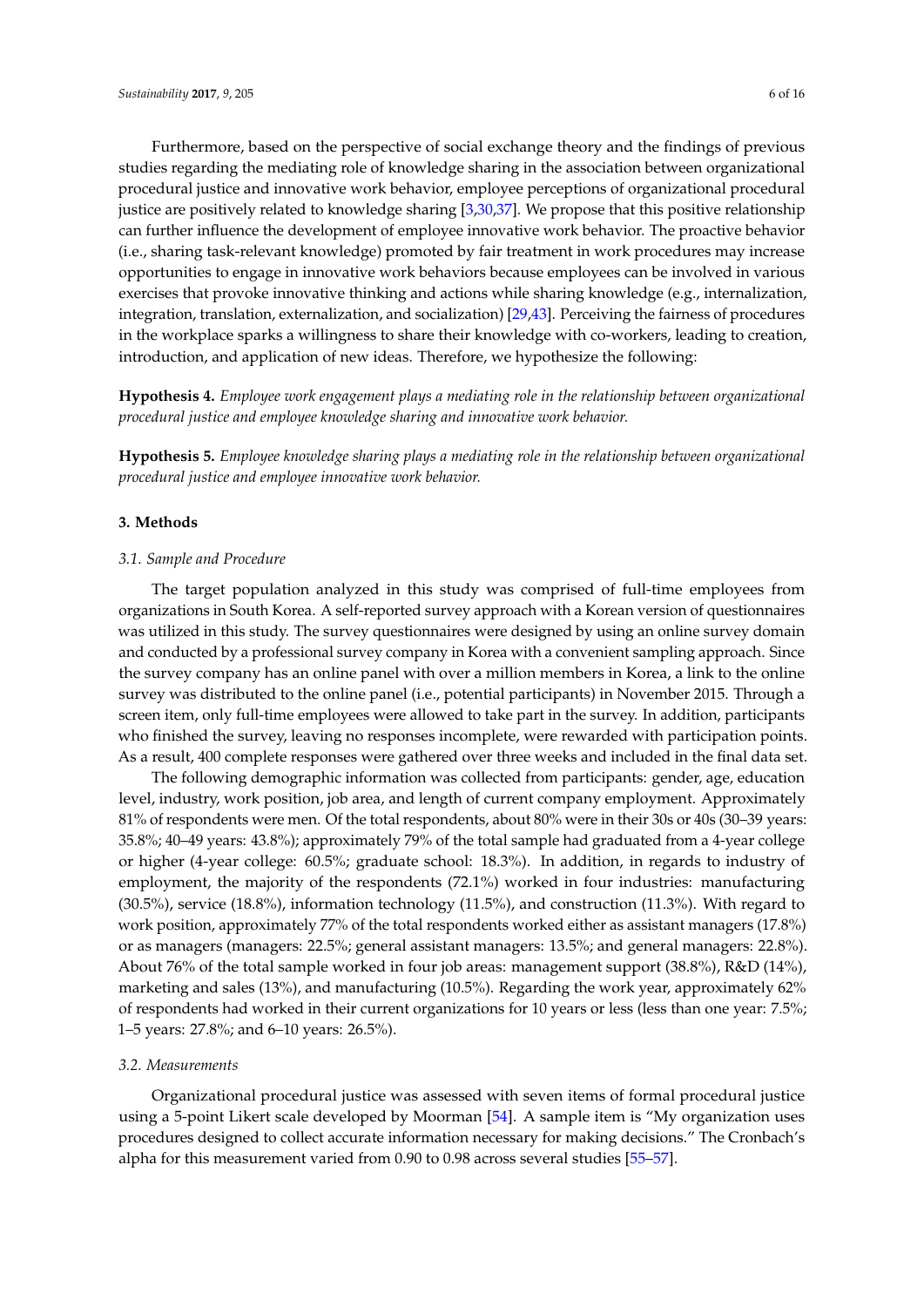Furthermore, based on the perspective of social exchange theory and the findings of previous studies regarding the mediating role of knowledge sharing in the association between organizational procedural justice and innovative work behavior, employee perceptions of organizational procedural justice are positively related to knowledge sharing [3,30,37]. We propose that this positive relationship can further influence the development of employee innovative work behavior. The proactive behavior (i.e., sharing task-relevant knowledge) promoted by fair treatment in work procedures may increase opportunities to engage in innovative work behaviors because employees can be involved in various exercises that provoke innovative thinking and actions while sharing knowledge (e.g., internalization, integration, translation, externalization, and socialization) [29,43]. Perceiving the fairness of procedures in the workplace sparks a willingness to share their knowledge with co-workers, leading to creation, introduction, and application of new ideas. Therefore, we hypothesize the following:

**Hypothesis 4.** *Employee work engagement plays a mediating role in the relationship between organizational procedural justice and employee knowledge sharing and innovative work behavior.*

**Hypothesis 5.** *Employee knowledge sharing plays a mediating role in the relationship between organizational procedural justice and employee innovative work behavior.*

## 3. Methods

### *3.1. Sample and Procedure*

The target population analyzed in this study was comprised of full-time employees from organizations in South Korea. A self-reported survey approach with a Korean version of questionnaires was utilized in this study. The survey questionnaires were designed by using an online survey domain and conducted by a professional survey company in Korea with a convenient sampling approach. Since the survey company has an online panel with over a million members in Korea, a link to the online survey was distributed to the online panel (i.e., potential participants) in November 2015. Through a screen item, only full-time employees were allowed to take part in the survey. In addition, participants who finished the survey, leaving no responses incomplete, were rewarded with participation points. As a result, 400 complete responses were gathered over three weeks and included in the final data set.

The following demographic information was collected from participants: gender, age, education level, industry, work position, job area, and length of current company employment. Approximately 81% of respondents were men. Of the total respondents, about 80% were in their 30s or 40s (30–39 years: 35.8%; 40–49 years: 43.8%); approximately 79% of the total sample had graduated from a 4-year college or higher (4-year college: 60.5%; graduate school: 18.3%). In addition, in regards to industry of employment, the majority of the respondents (72.1%) worked in four industries: manufacturing (30.5%), service (18.8%), information technology (11.5%), and construction (11.3%). With regard to work position, approximately 77% of the total respondents worked either as assistant managers (17.8%) or as managers (managers: 22.5%; general assistant managers: 13.5%; and general managers: 22.8%). About 76% of the total sample worked in four job areas: management support (38.8%), R&D (14%), marketing and sales (13%), and manufacturing (10.5%). Regarding the work year, approximately 62% of respondents had worked in their current organizations for 10 years or less (less than one year: 7.5%; 1–5 years: 27.8%; and 6–10 years: 26.5%).

### *3.2. Measurements*

Organizational procedural justice was assessed with seven items of formal procedural justice using a 5-point Likert scale developed by Moorman [54]. A sample item is "My organization uses procedures designed to collect accurate information necessary for making decisions." The Cronbach's alpha for this measurement varied from 0.90 to 0.98 across several studies [55–57].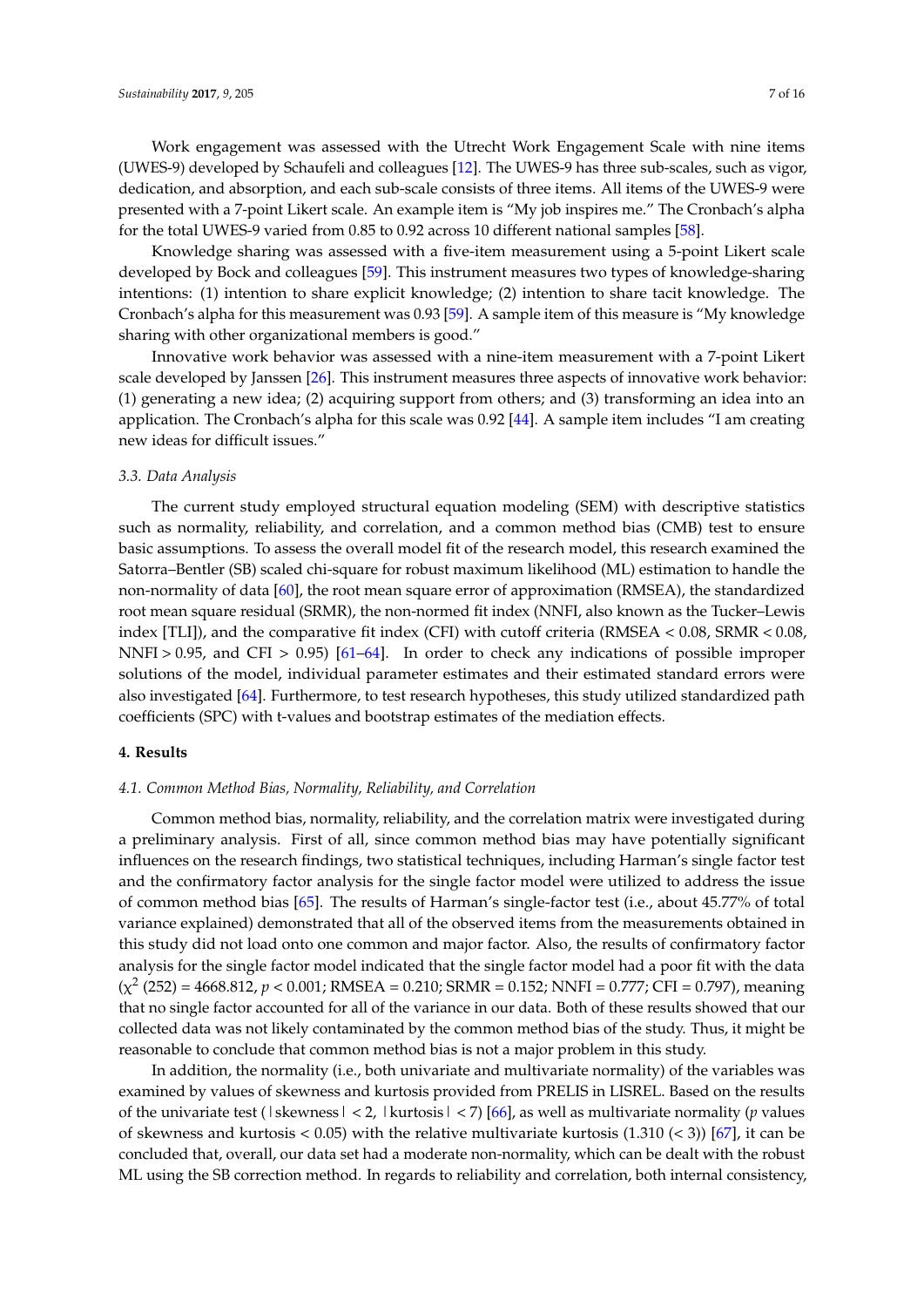Work engagement was assessed with the Utrecht Work Engagement Scale with nine items (UWES-9) developed by Schaufeli and colleagues [12]. The UWES-9 has three sub-scales, such as vigor, dedication, and absorption, and each sub-scale consists of three items. All items of the UWES-9 were presented with a 7-point Likert scale. An example item is "My job inspires me." The Cronbach's alpha for the total UWES-9 varied from 0.85 to 0.92 across 10 different national samples [58].

Knowledge sharing was assessed with a five-item measurement using a 5-point Likert scale developed by Bock and colleagues [59]. This instrument measures two types of knowledge-sharing intentions: (1) intention to share explicit knowledge; (2) intention to share tacit knowledge. The Cronbach's alpha for this measurement was 0.93 [59]. A sample item of this measure is "My knowledge sharing with other organizational members is good."

Innovative work behavior was assessed with a nine-item measurement with a 7-point Likert scale developed by Janssen [26]. This instrument measures three aspects of innovative work behavior: (1) generating a new idea; (2) acquiring support from others; and (3) transforming an idea into an application. The Cronbach's alpha for this scale was 0.92 [44]. A sample item includes "I am creating new ideas for difficult issues."

### *3.3. Data Analysis*

The current study employed structural equation modeling (SEM) with descriptive statistics such as normality, reliability, and correlation, and a common method bias (CMB) test to ensure basic assumptions. To assess the overall model fit of the research model, this research examined the Satorra–Bentler (SB) scaled chi-square for robust maximum likelihood (ML) estimation to handle the non-normality of data [60], the root mean square error of approximation (RMSEA), the standardized root mean square residual (SRMR), the non-normed fit index (NNFI, also known as the Tucker–Lewis index [TLI]), and the comparative fit index (CFI) with cutoff criteria (RMSEA < 0.08, SRMR < 0.08, NNFI > 0.95, and CFI > 0.95) [61–64]. In order to check any indications of possible improper solutions of the model, individual parameter estimates and their estimated standard errors were also investigated [64]. Furthermore, to test research hypotheses, this study utilized standardized path coefficients (SPC) with t-values and bootstrap estimates of the mediation effects.

## **4. Results**

### *4.1. Common Method Bias, Normality, Reliability, and Correlation*

Common method bias, normality, reliability, and the correlation matrix were investigated during a preliminary analysis. First of all, since common method bias may have potentially significant influences on the research findings, two statistical techniques, including Harman's single factor test and the confirmatory factor analysis for the single factor model were utilized to address the issue of common method bias [65]. The results of Harman's single-factor test (i.e., about 45.77% of total variance explained) demonstrated that all of the observed items from the measurements obtained in this study did not load onto one common and major factor. Also, the results of confirmatory factor analysis for the single factor model indicated that the single factor model had a poor fit with the data ($\chi^2$ (252) = 4668.812, $p < 0.001$; RMSEA = 0.210; SRMR = 0.152; NNFI = 0.777; CFI = 0.797), meaning that no single factor accounted for all of the variance in our data. Both of these results showed that our collected data was not likely contaminated by the common method bias of the study. Thus, it might be reasonable to conclude that common method bias is not a major problem in this study.

In addition, the normality (i.e., both univariate and multivariate normality) of the variables was examined by values of skewness and kurtosis provided from PRELIS in LISREL. Based on the results of the univariate test ($|$skewness$| < 2$, $|$kurtosis$| < 7$) [66], as well as multivariate normality ($p$ values of skewness and kurtosis $< 0.05$) with the relative multivariate kurtosis (1.310 ($< 3$)) [67], it can be concluded that, overall, our data set had a moderate non-normality, which can be dealt with the robust ML using the SB correction method. In regards to reliability and correlation, both internal consistency,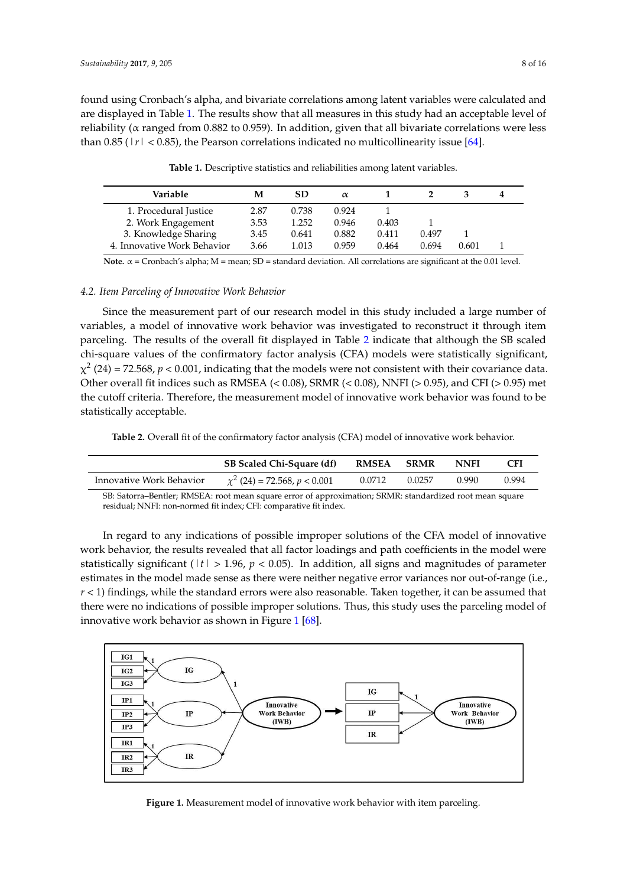found using Cronbach's alpha, and bivariate correlations among latent variables were calculated and are displayed in Table 1. The results show that all measures in this study had an acceptable level of reliability (α ranged from 0.882 to 0.959). In addition, given that all bivariate correlations were less than 0.85 ($|r| < 0.85$), the Pearson correlations indicated no multicollinearity issue [64].

**Table 1.** Descriptive statistics and reliabilities among latent variables.

| Variable | M | SD | α | 1 | 2 | 3 | 4 |
|---|---|---|---|---|---|---|---|
| 1. Procedural Justice | 2.87 | 0.738 | 0.924 | 1 | | | |
| 2. Work Engagement | 3.53 | 1.252 | 0.946 | 0.403 | 1 | | |
| 3. Knowledge Sharing | 3.45 | 0.641 | 0.882 | 0.411 | 0.497 | 1 | |
| 4. Innovative Work Behavior | 3.66 | 1.013 | 0.959 | 0.464 | 0.694 | 0.601 | 1 |

**Note.** α = Cronbach's alpha; M = mean; SD = standard deviation. All correlations are significant at the 0.01 level.

### *4.2. Item Parceling of Innovative Work Behavior*

Since the measurement part of our research model in this study included a large number of variables, a model of innovative work behavior was investigated to reconstruct it through item parceling. The results of the overall fit displayed in Table 2 indicate that although the SB scaled chi-square values of the confirmatory factor analysis (CFA) models were statistically significant, $\chi^2$ (24) = 72.568, $p < 0.001$, indicating that the models were not consistent with their covariance data. Other overall fit indices such as RMSEA (< 0.08), SRMR (< 0.08), NNFI (> 0.95), and CFI (> 0.95) met the cutoff criteria. Therefore, the measurement model of innovative work behavior was found to be statistically acceptable.

**Table 2.** Overall fit of the confirmatory factor analysis (CFA) model of innovative work behavior.

| | SB Scaled Chi-Square (df) | RMSEA | SRMR | NNFI | CFI |
|---|---|---|---|---|---|
| Innovative Work Behavior | $\chi^2$ (24) = 72.568, $p < 0.001$ | 0.0712 | 0.0257 | 0.990 | 0.994 |

SB: Satorra–Bentler; RMSEA: root mean square error of approximation; SRMR: standardized root mean square residual; NNFI: non-normed fit index; CFI: comparative fit index.

In regard to any indications of possible improper solutions of the CFA model of innovative work behavior, the results revealed that all factor loadings and path coefficients in the model were statistically significant ($|t| > 1.96$, $p < 0.05$). In addition, all signs and magnitudes of parameter estimates in the model made sense as there were neither negative error variances nor out-of-range (i.e., $r < 1$) findings, while the standard errors were also reasonable. Taken together, it can be assumed that there were no indications of possible improper solutions. Thus, this study uses the parceling model of innovative work behavior as shown in Figure 1 [68].

**Figure 1.** Measurement model of innovative work behavior with item parceling.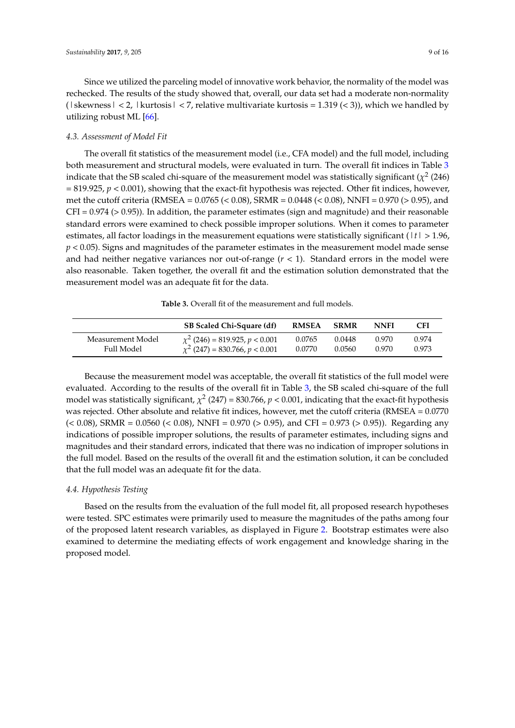Since we utilized the parceling model of innovative work behavior, the normality of the model was rechecked. The results of the study showed that, overall, our data set had a moderate non-normality (|skewness| < 2, |kurtosis| < 7, relative multivariate kurtosis = 1.319 (< 3)), which we handled by utilizing robust ML [66].

### 4.3. Assessment of Model Fit

The overall fit statistics of the measurement model (i.e., CFA model) and the full model, including both measurement and structural models, were evaluated in turn. The overall fit indices in Table 3 indicate that the SB scaled chi-square of the measurement model was statistically significant ($\chi^2$ (246) = 819.925, $p < 0.001$), showing that the exact-fit hypothesis was rejected. Other fit indices, however, met the cutoff criteria (RMSEA = 0.0765 (< 0.08), SRMR = 0.0448 (< 0.08), NNFI = 0.970 (> 0.95), and CFI = 0.974 (> 0.95)). In addition, the parameter estimates (sign and magnitude) and their reasonable standard errors were examined to check possible improper solutions. When it comes to parameter estimates, all factor loadings in the measurement equations were statistically significant ($|t| > 1.96$, $p < 0.05$). Signs and magnitudes of the parameter estimates in the measurement model made sense and had neither negative variances nor out-of-range ($r < 1$). Standard errors in the model were also reasonable. Taken together, the overall fit and the estimation solution demonstrated that the measurement model was an adequate fit for the data.

**Table 3.** Overall fit of the measurement and full models.

| | SB Scaled Chi-Square (df) | RMSEA | SRMR | NNFI | CFI |
|---|---|---|---|---|---|
| Measurement Model | $\chi^2$ (246) = 819.925, $p < 0.001$ | 0.0765 | 0.0448 | 0.970 | 0.974 |
| Full Model | $\chi^2$ (247) = 830.766, $p < 0.001$ | 0.0770 | 0.0560 | 0.970 | 0.973 |

Because the measurement model was acceptable, the overall fit statistics of the full model were evaluated. According to the results of the overall fit in Table 3, the SB scaled chi-square of the full model was statistically significant, $\chi^2$ (247) = 830.766, $p < 0.001$, indicating that the exact-fit hypothesis was rejected. Other absolute and relative fit indices, however, met the cutoff criteria (RMSEA = 0.0770 (< 0.08), SRMR = 0.0560 (< 0.08), NNFI = 0.970 (> 0.95), and CFI = 0.973 (> 0.95)). Regarding any indications of possible improper solutions, the results of parameter estimates, including signs and magnitudes and their standard errors, indicated that there was no indication of improper solutions in the full model. Based on the results of the overall fit and the estimation solution, it can be concluded that the full model was an adequate fit for the data.

### 4.4. Hypothesis Testing

Based on the results from the evaluation of the full model fit, all proposed research hypotheses were tested. SPC estimates were primarily used to measure the magnitudes of the paths among four of the proposed latent research variables, as displayed in Figure 2. Bootstrap estimates were also examined to determine the mediating effects of work engagement and knowledge sharing in the proposed model.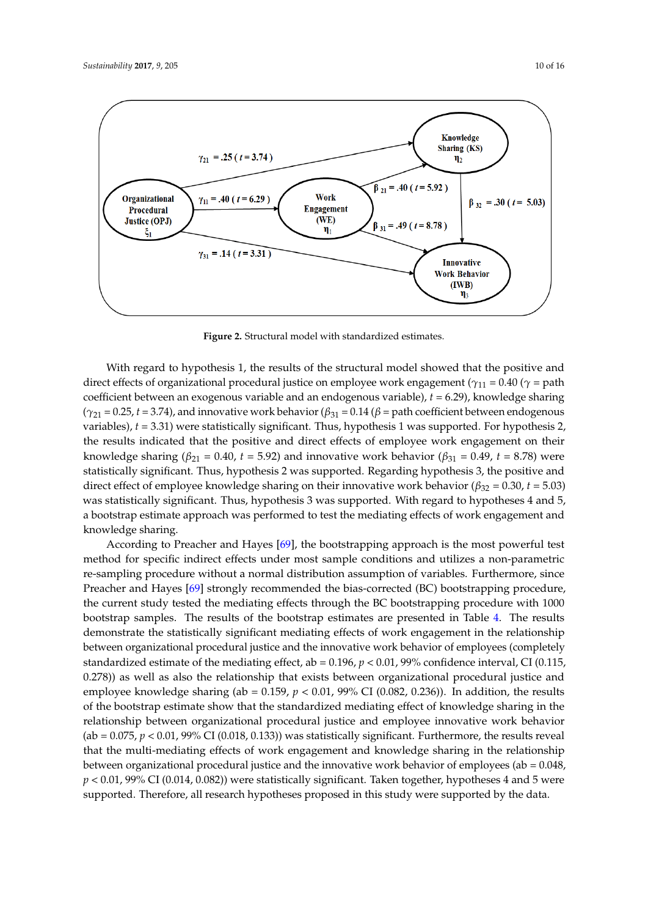**Figure 2.** Structural model with standardized estimates.

With regard to hypothesis 1, the results of the structural model showed that the positive and direct effects of organizational procedural justice on employee work engagement ($\gamma_{11}$ = 0.40 ($\gamma$ = path coefficient between an exogenous variable and an endogenous variable), $t$ = 6.29), knowledge sharing ($\gamma_{21}$ = 0.25, $t$ = 3.74), and innovative work behavior ($\beta_{31}$ = 0.14 ($\beta$ = path coefficient between endogenous variables), $t$ = 3.31) were statistically significant. Thus, hypothesis 1 was supported. For hypothesis 2, the results indicated that the positive and direct effects of employee work engagement on their knowledge sharing ($\beta_{21}$ = 0.40, $t$ = 5.92) and innovative work behavior ($\beta_{31}$ = 0.49, $t$ = 8.78) were statistically significant. Thus, hypothesis 2 was supported. Regarding hypothesis 3, the positive and direct effect of employee knowledge sharing on their innovative work behavior ($\beta_{32}$ = 0.30, $t$ = 5.03) was statistically significant. Thus, hypothesis 3 was supported. With regard to hypotheses 4 and 5, a bootstrap estimate approach was performed to test the mediating effects of work engagement and knowledge sharing.

According to Preacher and Hayes [69], the bootstrapping approach is the most powerful test method for specific indirect effects under most sample conditions and utilizes a non-parametric re-sampling procedure without a normal distribution assumption of variables. Furthermore, since Preacher and Hayes [69] strongly recommended the bias-corrected (BC) bootstrapping procedure, the current study tested the mediating effects through the BC bootstrapping procedure with 1000 bootstrap samples. The results of the bootstrap estimates are presented in Table 4. The results demonstrate the statistically significant mediating effects of work engagement in the relationship between organizational procedural justice and the innovative work behavior of employees (completely standardized estimate of the mediating effect, ab = 0.196, $p < 0.01$, 99% confidence interval, CI (0.115, 0.278)) as well as also the relationship that exists between organizational procedural justice and employee knowledge sharing (ab = 0.159, $p < 0.01$, 99% CI (0.082, 0.236)). In addition, the results of the bootstrap estimate show that the standardized mediating effect of knowledge sharing in the relationship between organizational procedural justice and employee innovative work behavior (ab = 0.075, $p < 0.01$, 99% CI (0.018, 0.133)) was statistically significant. Furthermore, the results reveal that the multi-mediating effects of work engagement and knowledge sharing in the relationship between organizational procedural justice and the innovative work behavior of employees (ab = 0.048, $p < 0.01$, 99% CI (0.014, 0.082)) were statistically significant. Taken together, hypotheses 4 and 5 were supported. Therefore, all research hypotheses proposed in this study were supported by the data.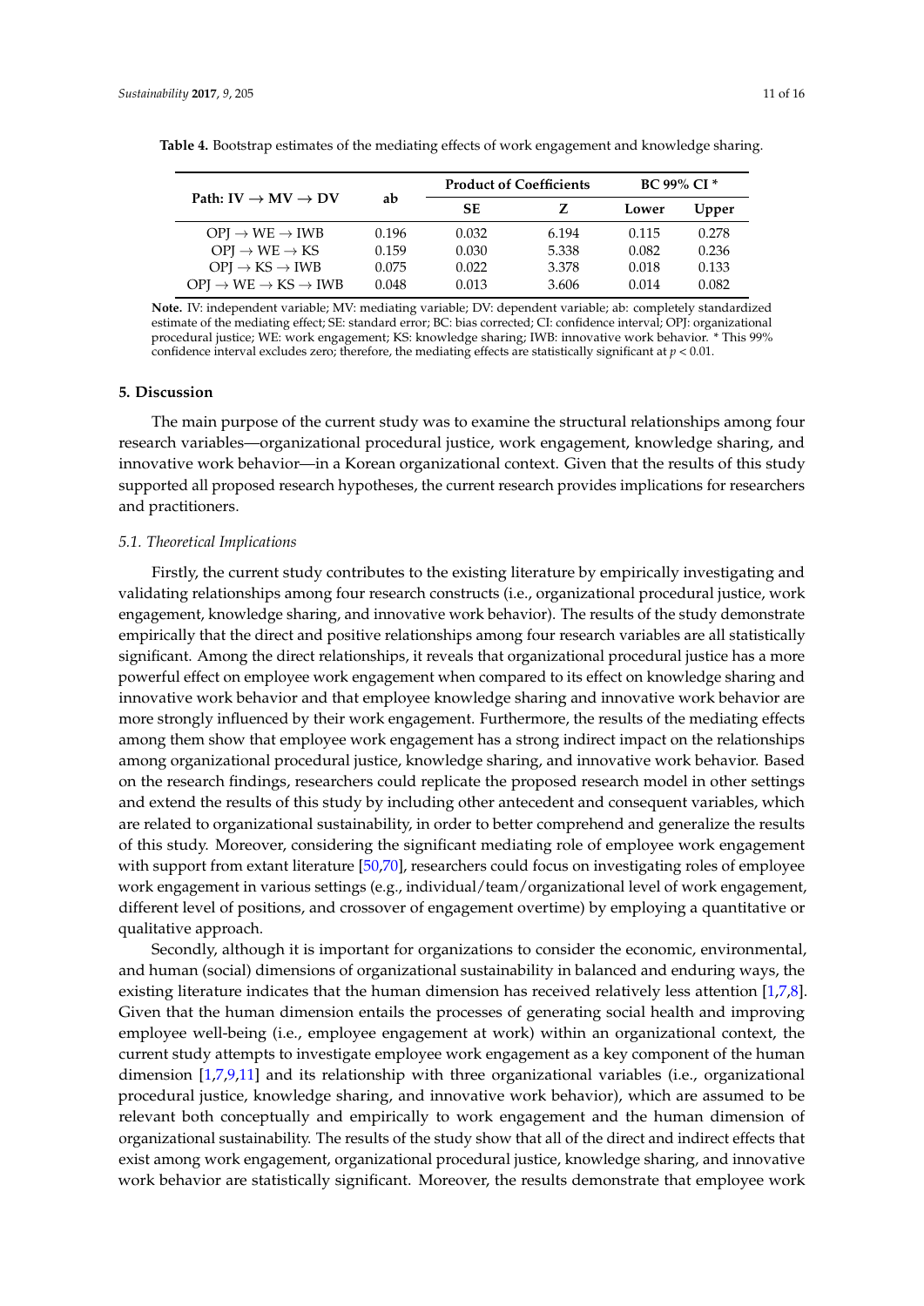**Table 4.** Bootstrap estimates of the mediating effects of work engagement and knowledge sharing.

| Path: IV → MV → DV | ab | Product of Coefficients | | BC 99% CI * | |
|---|---|---|---|---|---|
| | | SE | Z | Lower | Upper |
| OPJ → WE → IWB | 0.196 | 0.032 | 6.194 | 0.115 | 0.278 |
| OPJ → WE → KS | 0.159 | 0.030 | 5.338 | 0.082 | 0.236 |
| OPJ → KS → IWB | 0.075 | 0.022 | 3.378 | 0.018 | 0.133 |
| OPJ → WE → KS → IWB | 0.048 | 0.013 | 3.606 | 0.014 | 0.082 |

**Note.** IV: independent variable; MV: mediating variable; DV: dependent variable; ab: completely standardized estimate of the mediating effect; SE: standard error; BC: bias corrected; CI: confidence interval; OPJ: organizational procedural justice; WE: work engagement; KS: knowledge sharing; IWB: innovative work behavior. * This 99% confidence interval excludes zero; therefore, the mediating effects are statistically significant at $p < 0.01$.

## 5. Discussion

The main purpose of the current study was to examine the structural relationships among four research variables—organizational procedural justice, work engagement, knowledge sharing, and innovative work behavior—in a Korean organizational context. Given that the results of this study supported all proposed research hypotheses, the current research provides implications for researchers and practitioners.

### *5.1. Theoretical Implications*

Firstly, the current study contributes to the existing literature by empirically investigating and validating relationships among four research constructs (i.e., organizational procedural justice, work engagement, knowledge sharing, and innovative work behavior). The results of the study demonstrate empirically that the direct and positive relationships among four research variables are all statistically significant. Among the direct relationships, it reveals that organizational procedural justice has a more powerful effect on employee work engagement when compared to its effect on knowledge sharing and innovative work behavior and that employee knowledge sharing and innovative work behavior are more strongly influenced by their work engagement. Furthermore, the results of the mediating effects among them show that employee work engagement has a strong indirect impact on the relationships among organizational procedural justice, knowledge sharing, and innovative work behavior. Based on the research findings, researchers could replicate the proposed research model in other settings and extend the results of this study by including other antecedent and consequent variables, which are related to organizational sustainability, in order to better comprehend and generalize the results of this study. Moreover, considering the significant mediating role of employee work engagement with support from extant literature [50,70], researchers could focus on investigating roles of employee work engagement in various settings (e.g., individual/team/organizational level of work engagement, different level of positions, and crossover of engagement overtime) by employing a quantitative or qualitative approach.

Secondly, although it is important for organizations to consider the economic, environmental, and human (social) dimensions of organizational sustainability in balanced and enduring ways, the existing literature indicates that the human dimension has received relatively less attention [1,7,8]. Given that the human dimension entails the processes of generating social health and improving employee well-being (i.e., employee engagement at work) within an organizational context, the current study attempts to investigate employee work engagement as a key component of the human dimension [1,7,9,11] and its relationship with three organizational variables (i.e., organizational procedural justice, knowledge sharing, and innovative work behavior), which are assumed to be relevant both conceptually and empirically to work engagement and the human dimension of organizational sustainability. The results of the study show that all of the direct and indirect effects that exist among work engagement, organizational procedural justice, knowledge sharing, and innovative work behavior are statistically significant. Moreover, the results demonstrate that employee work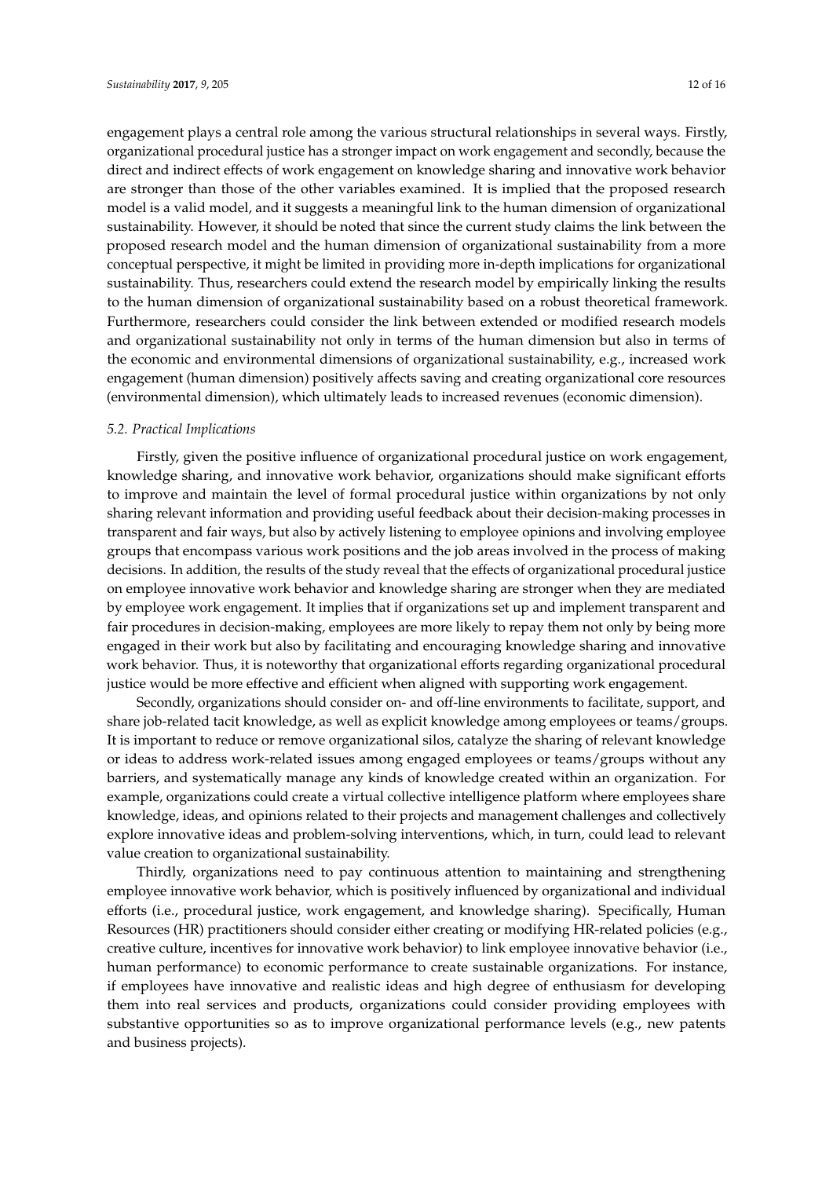engagement plays a central role among the various structural relationships in several ways. Firstly, organizational procedural justice has a stronger impact on work engagement and secondly, because the direct and indirect effects of work engagement on knowledge sharing and innovative work behavior are stronger than those of the other variables examined. It is implied that the proposed research model is a valid model, and it suggests a meaningful link to the human dimension of organizational sustainability. However, it should be noted that since the current study claims the link between the proposed research model and the human dimension of organizational sustainability from a more conceptual perspective, it might be limited in providing more in-depth implications for organizational sustainability. Thus, researchers could extend the research model by empirically linking the results to the human dimension of organizational sustainability based on a robust theoretical framework. Furthermore, researchers could consider the link between extended or modified research models and organizational sustainability not only in terms of the human dimension but also in terms of the economic and environmental dimensions of organizational sustainability, e.g., increased work engagement (human dimension) positively affects saving and creating organizational core resources (environmental dimension), which ultimately leads to increased revenues (economic dimension).

### *5.2. Practical Implications*

Firstly, given the positive influence of organizational procedural justice on work engagement, knowledge sharing, and innovative work behavior, organizations should make significant efforts to improve and maintain the level of formal procedural justice within organizations by not only sharing relevant information and providing useful feedback about their decision-making processes in transparent and fair ways, but also by actively listening to employee opinions and involving employee groups that encompass various work positions and the job areas involved in the process of making decisions. In addition, the results of the study reveal that the effects of organizational procedural justice on employee innovative work behavior and knowledge sharing are stronger when they are mediated by employee work engagement. It implies that if organizations set up and implement transparent and fair procedures in decision-making, employees are more likely to repay them not only by being more engaged in their work but also by facilitating and encouraging knowledge sharing and innovative work behavior. Thus, it is noteworthy that organizational efforts regarding organizational procedural justice would be more effective and efficient when aligned with supporting work engagement.

Secondly, organizations should consider on- and off-line environments to facilitate, support, and share job-related tacit knowledge, as well as explicit knowledge among employees or teams/groups. It is important to reduce or remove organizational silos, catalyze the sharing of relevant knowledge or ideas to address work-related issues among engaged employees or teams/groups without any barriers, and systematically manage any kinds of knowledge created within an organization. For example, organizations could create a virtual collective intelligence platform where employees share knowledge, ideas, and opinions related to their projects and management challenges and collectively explore innovative ideas and problem-solving interventions, which, in turn, could lead to relevant value creation to organizational sustainability.

Thirdly, organizations need to pay continuous attention to maintaining and strengthening employee innovative work behavior, which is positively influenced by organizational and individual efforts (i.e., procedural justice, work engagement, and knowledge sharing). Specifically, Human Resources (HR) practitioners should consider either creating or modifying HR-related policies (e.g., creative culture, incentives for innovative work behavior) to link employee innovative behavior (i.e., human performance) to economic performance to create sustainable organizations. For instance, if employees have innovative and realistic ideas and high degree of enthusiasm for developing them into real services and products, organizations could consider providing employees with substantive opportunities so as to improve organizational performance levels (e.g., new patents and business projects).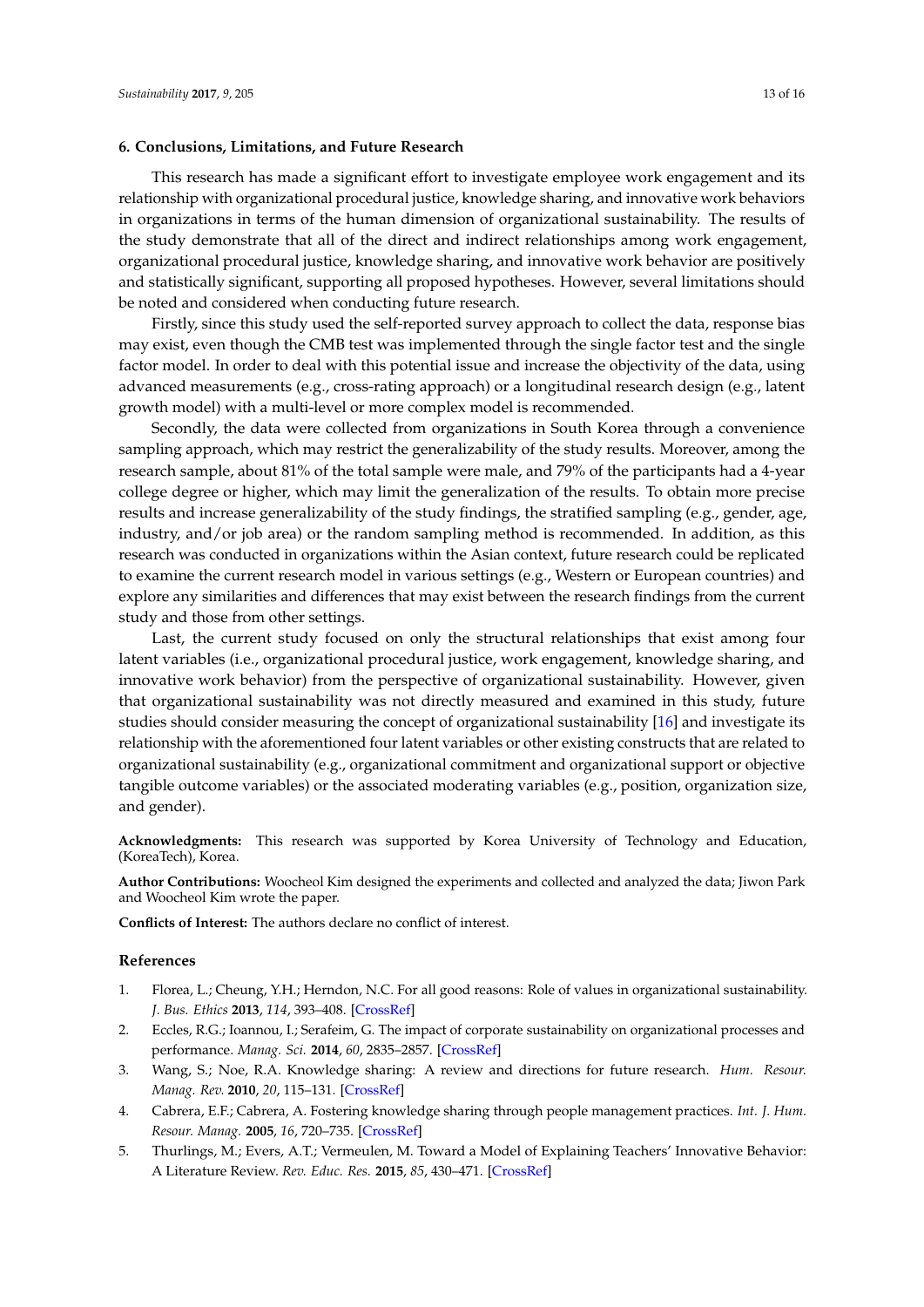## 6. Conclusions, Limitations, and Future Research

This research has made a significant effort to investigate employee work engagement and its relationship with organizational procedural justice, knowledge sharing, and innovative work behaviors in organizations in terms of the human dimension of organizational sustainability. The results of the study demonstrate that all of the direct and indirect relationships among work engagement, organizational procedural justice, knowledge sharing, and innovative work behavior are positively and statistically significant, supporting all proposed hypotheses. However, several limitations should be noted and considered when conducting future research.

Firstly, since this study used the self-reported survey approach to collect the data, response bias may exist, even though the CMB test was implemented through the single factor test and the single factor model. In order to deal with this potential issue and increase the objectivity of the data, using advanced measurements (e.g., cross-rating approach) or a longitudinal research design (e.g., latent growth model) with a multi-level or more complex model is recommended.

Secondly, the data were collected from organizations in South Korea through a convenience sampling approach, which may restrict the generalizability of the study results. Moreover, among the research sample, about 81% of the total sample were male, and 79% of the participants had a 4-year college degree or higher, which may limit the generalization of the results. To obtain more precise results and increase generalizability of the study findings, the stratified sampling (e.g., gender, age, industry, and/or job area) or the random sampling method is recommended. In addition, as this research was conducted in organizations within the Asian context, future research could be replicated to examine the current research model in various settings (e.g., Western or European countries) and explore any similarities and differences that may exist between the research findings from the current study and those from other settings.

Last, the current study focused on only the structural relationships that exist among four latent variables (i.e., organizational procedural justice, work engagement, knowledge sharing, and innovative work behavior) from the perspective of organizational sustainability. However, given that organizational sustainability was not directly measured and examined in this study, future studies should consider measuring the concept of organizational sustainability [16] and investigate its relationship with the aforementioned four latent variables or other existing constructs that are related to organizational sustainability (e.g., organizational commitment and organizational support or objective tangible outcome variables) or the associated moderating variables (e.g., position, organization size, and gender).

**Acknowledgments:** This research was supported by Korea University of Technology and Education, (KoreaTech), Korea.

**Author Contributions:** Woocheol Kim designed the experiments and collected and analyzed the data; Jiwon Park and Woocheol Kim wrote the paper.

**Conflicts of Interest:** The authors declare no conflict of interest.

## References

1. Florea, L.; Cheung, Y.H.; Herndon, N.C. For all good reasons: Role of values in organizational sustainability. *J. Bus. Ethics* **2013**, *114*, 393–408. [CrossRef]
2. Eccles, R.G.; Ioannou, I.; Serafeim, G. The impact of corporate sustainability on organizational processes and performance. *Manag. Sci.* **2014**, *60*, 2835–2857. [CrossRef]
3. Wang, S.; Noe, R.A. Knowledge sharing: A review and directions for future research. *Hum. Resour. Manag. Rev.* **2010**, *20*, 115–131. [CrossRef]
4. Cabrera, E.F.; Cabrera, A. Fostering knowledge sharing through people management practices. *Int. J. Hum. Resour. Manag.* **2005**, *16*, 720–735. [CrossRef]
5. Thurlings, M.; Evers, A.T.; Vermeulen, M. Toward a Model of Explaining Teachers' Innovative Behavior: A Literature Review. *Rev. Educ. Res.* **2015**, *85*, 430–471. [CrossRef]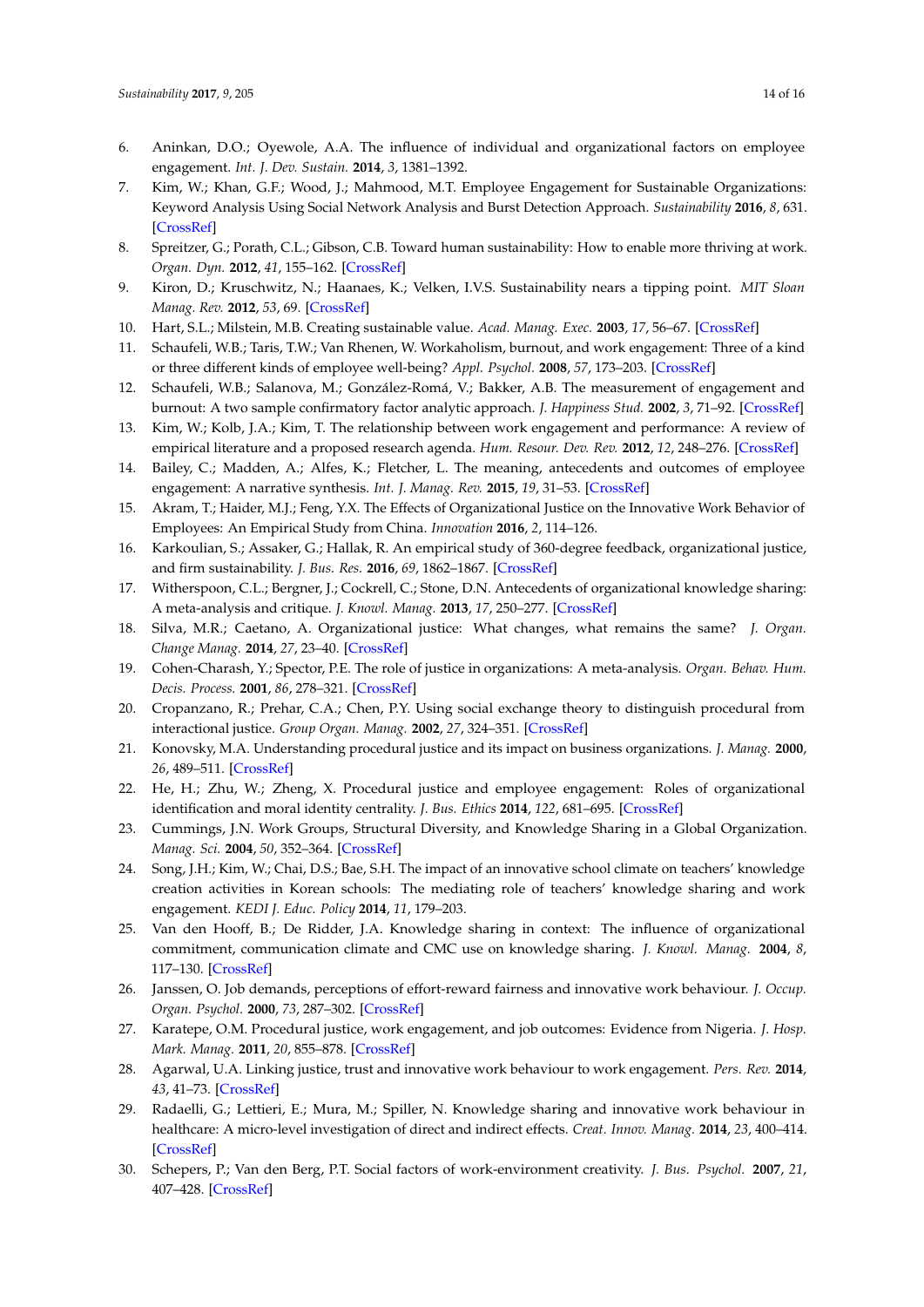6. Aninkan, D.O.; Oyewole, A.A. The influence of individual and organizational factors on employee engagement. *Int. J. Dev. Sustain.* **2014**, *3*, 1381–1392.
7. Kim, W.; Khan, G.F.; Wood, J.; Mahmood, M.T. Employee Engagement for Sustainable Organizations: Keyword Analysis Using Social Network Analysis and Burst Detection Approach. *Sustainability* **2016**, *8*, 631. [CrossRef]
8. Spreitzer, G.; Porath, C.L.; Gibson, C.B. Toward human sustainability: How to enable more thriving at work. *Organ. Dyn.* **2012**, *41*, 155–162. [CrossRef]
9. Kiron, D.; Kruschwitz, N.; Haanaes, K.; Velken, I.V.S. Sustainability nears a tipping point. *MIT Sloan Manag. Rev.* **2012**, *53*, 69. [CrossRef]
10. Hart, S.L.; Milstein, M.B. Creating sustainable value. *Acad. Manag. Exec.* **2003**, *17*, 56–67. [CrossRef]
11. Schaufeli, W.B.; Taris, T.W.; Van Rhenen, W. Workaholism, burnout, and work engagement: Three of a kind or three different kinds of employee well-being? *Appl. Psychol.* **2008**, *57*, 173–203. [CrossRef]
12. Schaufeli, W.B.; Salanova, M.; González-Romá, V.; Bakker, A.B. The measurement of engagement and burnout: A two sample confirmatory factor analytic approach. *J. Happiness Stud.* **2002**, *3*, 71–92. [CrossRef]
13. Kim, W.; Kolb, J.A.; Kim, T. The relationship between work engagement and performance: A review of empirical literature and a proposed research agenda. *Hum. Resour. Dev. Rev.* **2012**, *12*, 248–276. [CrossRef]
14. Bailey, C.; Madden, A.; Alfes, K.; Fletcher, L. The meaning, antecedents and outcomes of employee engagement: A narrative synthesis. *Int. J. Manag. Rev.* **2015**, *19*, 31–53. [CrossRef]
15. Akram, T.; Haider, M.J.; Feng, Y.X. The Effects of Organizational Justice on the Innovative Work Behavior of Employees: An Empirical Study from China. *Innovation* **2016**, *2*, 114–126.
16. Karkoulian, S.; Assaker, G.; Hallak, R. An empirical study of 360-degree feedback, organizational justice, and firm sustainability. *J. Bus. Res.* **2016**, *69*, 1862–1867. [CrossRef]
17. Witherspoon, C.L.; Bergner, J.; Cockrell, C.; Stone, D.N. Antecedents of organizational knowledge sharing: A meta-analysis and critique. *J. Knowl. Manag.* **2013**, *17*, 250–277. [CrossRef]
18. Silva, M.R.; Caetano, A. Organizational justice: What changes, what remains the same? *J. Organ. Change Manag.* **2014**, *27*, 23–40. [CrossRef]
19. Cohen-Charash, Y.; Spector, P.E. The role of justice in organizations: A meta-analysis. *Organ. Behav. Hum. Decis. Process.* **2001**, *86*, 278–321. [CrossRef]
20. Cropanzano, R.; Prehar, C.A.; Chen, P.Y. Using social exchange theory to distinguish procedural from interactional justice. *Group Organ. Manag.* **2002**, *27*, 324–351. [CrossRef]
21. Konovsky, M.A. Understanding procedural justice and its impact on business organizations. *J. Manag.* **2000**, *26*, 489–511. [CrossRef]
22. He, H.; Zhu, W.; Zheng, X. Procedural justice and employee engagement: Roles of organizational identification and moral identity centrality. *J. Bus. Ethics* **2014**, *122*, 681–695. [CrossRef]
23. Cummings, J.N. Work Groups, Structural Diversity, and Knowledge Sharing in a Global Organization. *Manag. Sci.* **2004**, *50*, 352–364. [CrossRef]
24. Song, J.H.; Kim, W.; Chai, D.S.; Bae, S.H. The impact of an innovative school climate on teachers' knowledge creation activities in Korean schools: The mediating role of teachers' knowledge sharing and work engagement. *KEDI J. Educ. Policy* **2014**, *11*, 179–203.
25. Van den Hooff, B.; De Ridder, J.A. Knowledge sharing in context: The influence of organizational commitment, communication climate and CMC use on knowledge sharing. *J. Knowl. Manag.* **2004**, *8*, 117–130. [CrossRef]
26. Janssen, O. Job demands, perceptions of effort-reward fairness and innovative work behaviour. *J. Occup. Organ. Psychol.* **2000**, *73*, 287–302. [CrossRef]
27. Karatepe, O.M. Procedural justice, work engagement, and job outcomes: Evidence from Nigeria. *J. Hosp. Mark. Manag.* **2011**, *20*, 855–878. [CrossRef]
28. Agarwal, U.A. Linking justice, trust and innovative work behaviour to work engagement. *Pers. Rev.* **2014**, *43*, 41–73. [CrossRef]
29. Radaelli, G.; Lettieri, E.; Mura, M.; Spiller, N. Knowledge sharing and innovative work behaviour in healthcare: A micro-level investigation of direct and indirect effects. *Creat. Innov. Manag.* **2014**, *23*, 400–414. [CrossRef]
30. Schepers, P.; Van den Berg, P.T. Social factors of work-environment creativity. *J. Bus. Psychol.* **2007**, *21*, 407–428. [CrossRef]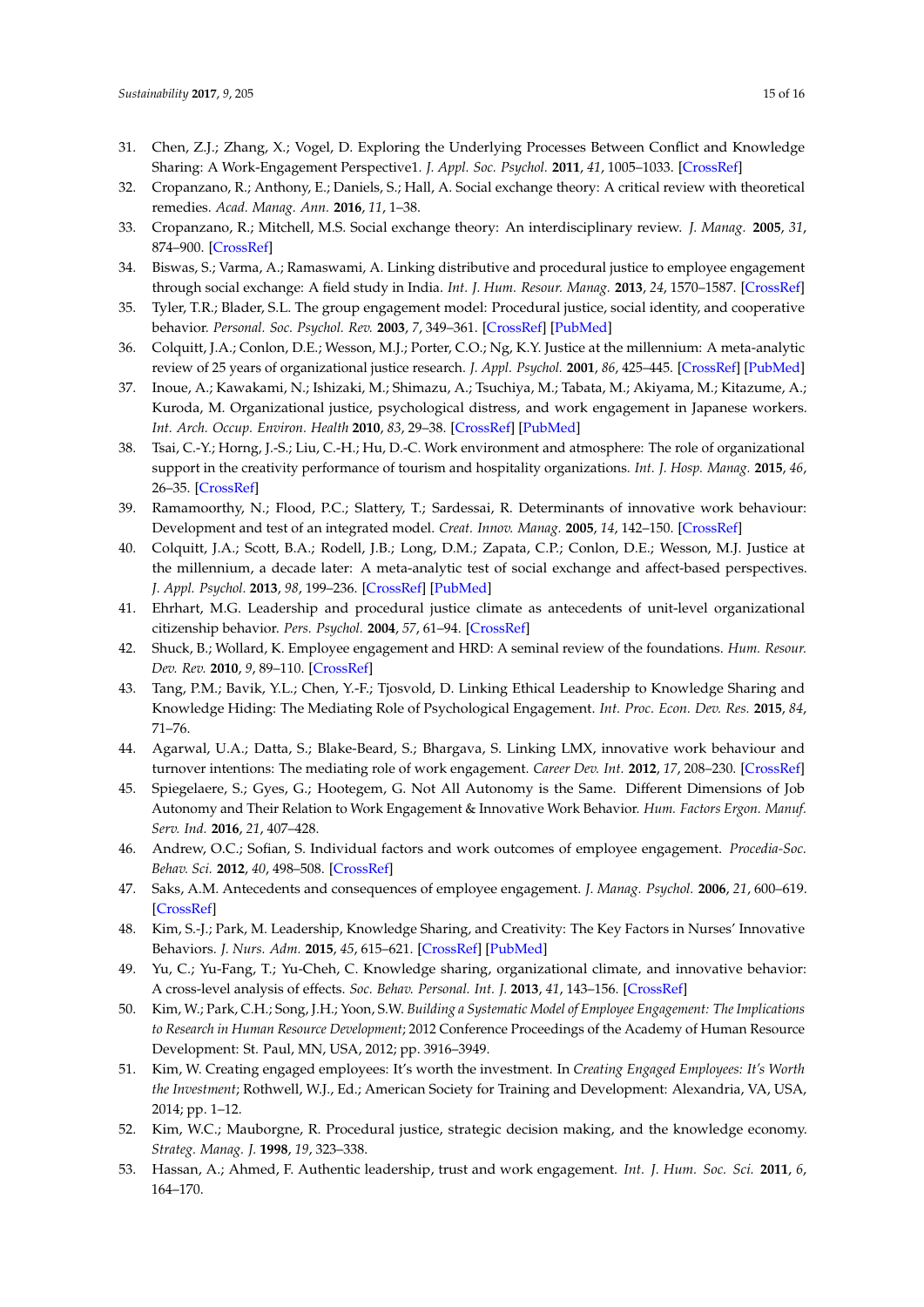31. Chen, Z.J.; Zhang, X.; Vogel, D. Exploring the Underlying Processes Between Conflict and Knowledge Sharing: A Work-Engagement Perspective1. *J. Appl. Soc. Psychol.* **2011**, *41*, 1005–1033. [CrossRef]
32. Cropanzano, R.; Anthony, E.; Daniels, S.; Hall, A. Social exchange theory: A critical review with theoretical remedies. *Acad. Manag. Ann.* **2016**, *11*, 1–38.
33. Cropanzano, R.; Mitchell, M.S. Social exchange theory: An interdisciplinary review. *J. Manag.* **2005**, *31*, 874–900. [CrossRef]
34. Biswas, S.; Varma, A.; Ramaswami, A. Linking distributive and procedural justice to employee engagement through social exchange: A field study in India. *Int. J. Hum. Resour. Manag.* **2013**, *24*, 1570–1587. [CrossRef]
35. Tyler, T.R.; Blader, S.L. The group engagement model: Procedural justice, social identity, and cooperative behavior. *Personal. Soc. Psychol. Rev.* **2003**, *7*, 349–361. [CrossRef] [PubMed]
36. Colquitt, J.A.; Conlon, D.E.; Wesson, M.J.; Porter, C.O.; Ng, K.Y. Justice at the millennium: A meta-analytic review of 25 years of organizational justice research. *J. Appl. Psychol.* **2001**, *86*, 425–445. [CrossRef] [PubMed]
37. Inoue, A.; Kawakami, N.; Ishizaki, M.; Shimazu, A.; Tsuchiya, M.; Tabata, M.; Akiyama, M.; Kitazume, A.; Kuroda, M. Organizational justice, psychological distress, and work engagement in Japanese workers. *Int. Arch. Occup. Environ. Health* **2010**, *83*, 29–38. [CrossRef] [PubMed]
38. Tsai, C.-Y.; Horng, J.-S.; Liu, C.-H.; Hu, D.-C. Work environment and atmosphere: The role of organizational support in the creativity performance of tourism and hospitality organizations. *Int. J. Hosp. Manag.* **2015**, *46*, 26–35. [CrossRef]
39. Ramamoorthy, N.; Flood, P.C.; Slattery, T.; Sardessai, R. Determinants of innovative work behaviour: Development and test of an integrated model. *Creat. Innov. Manag.* **2005**, *14*, 142–150. [CrossRef]
40. Colquitt, J.A.; Scott, B.A.; Rodell, J.B.; Long, D.M.; Zapata, C.P.; Conlon, D.E.; Wesson, M.J. Justice at the millennium, a decade later: A meta-analytic test of social exchange and affect-based perspectives. *J. Appl. Psychol.* **2013**, *98*, 199–236. [CrossRef] [PubMed]
41. Ehrhart, M.G. Leadership and procedural justice climate as antecedents of unit-level organizational citizenship behavior. *Pers. Psychol.* **2004**, *57*, 61–94. [CrossRef]
42. Shuck, B.; Wollard, K. Employee engagement and HRD: A seminal review of the foundations. *Hum. Resour. Dev. Rev.* **2010**, *9*, 89–110. [CrossRef]
43. Tang, P.M.; Bavik, Y.L.; Chen, Y.-F.; Tjosvold, D. Linking Ethical Leadership to Knowledge Sharing and Knowledge Hiding: The Mediating Role of Psychological Engagement. *Int. Proc. Econ. Dev. Res.* **2015**, *84*, 71–76.
44. Agarwal, U.A.; Datta, S.; Blake-Beard, S.; Bhargava, S. Linking LMX, innovative work behaviour and turnover intentions: The mediating role of work engagement. *Career Dev. Int.* **2012**, *17*, 208–230. [CrossRef]
45. Spiegelaere, S.; Gyes, G.; Hootegem, G. Not All Autonomy is the Same. Different Dimensions of Job Autonomy and Their Relation to Work Engagement & Innovative Work Behavior. *Hum. Factors Ergon. Manuf. Serv. Ind.* **2016**, *21*, 407–428.
46. Andrew, O.C.; Sofian, S. Individual factors and work outcomes of employee engagement. *Procedia-Soc. Behav. Sci.* **2012**, *40*, 498–508. [CrossRef]
47. Saks, A.M. Antecedents and consequences of employee engagement. *J. Manag. Psychol.* **2006**, *21*, 600–619. [CrossRef]
48. Kim, S.-J.; Park, M. Leadership, Knowledge Sharing, and Creativity: The Key Factors in Nurses' Innovative Behaviors. *J. Nurs. Adm.* **2015**, *45*, 615–621. [CrossRef] [PubMed]
49. Yu, C.; Yu-Fang, T.; Yu-Cheh, C. Knowledge sharing, organizational climate, and innovative behavior: A cross-level analysis of effects. *Soc. Behav. Personal. Int. J.* **2013**, *41*, 143–156. [CrossRef]
50. Kim, W.; Park, C.H.; Song, J.H.; Yoon, S.W. *Building a Systematic Model of Employee Engagement: The Implications to Research in Human Resource Development*; 2012 Conference Proceedings of the Academy of Human Resource Development: St. Paul, MN, USA, 2012; pp. 3916–3949.
51. Kim, W. Creating engaged employees: It's worth the investment. In *Creating Engaged Employees: It's Worth the Investment*; Rothwell, W.J., Ed.; American Society for Training and Development: Alexandria, VA, USA, 2014; pp. 1–12.
52. Kim, W.C.; Mauborgne, R. Procedural justice, strategic decision making, and the knowledge economy. *Strateg. Manag. J.* **1998**, *19*, 323–338.
53. Hassan, A.; Ahmed, F. Authentic leadership, trust and work engagement. *Int. J. Hum. Soc. Sci.* **2011**, *6*, 164–170.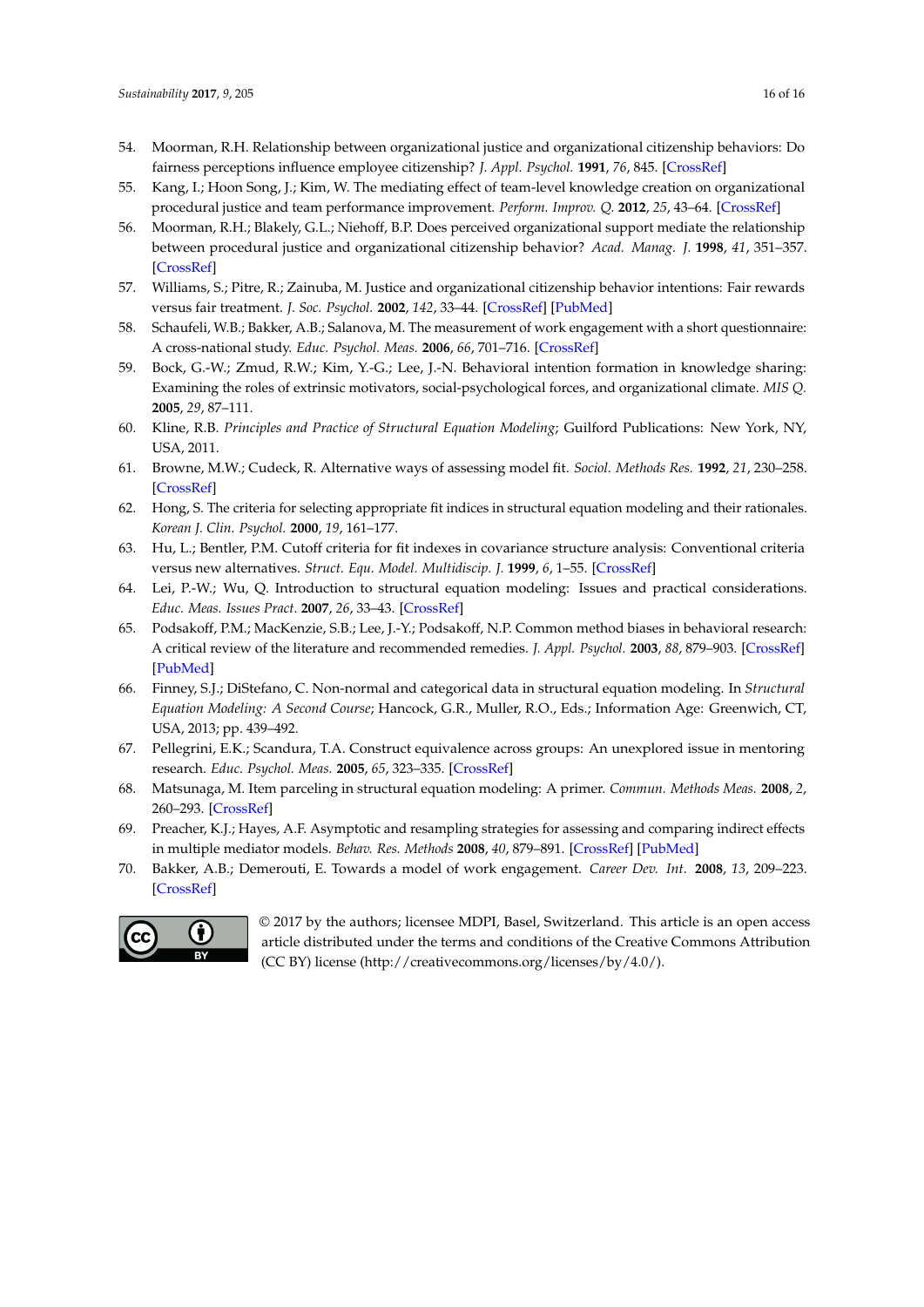54. Moorman, R.H. Relationship between organizational justice and organizational citizenship behaviors: Do fairness perceptions influence employee citizenship? *J. Appl. Psychol.* **1991**, *76*, 845. [CrossRef]
55. Kang, I.; Hoon Song, J.; Kim, W. The mediating effect of team-level knowledge creation on organizational procedural justice and team performance improvement. *Perform. Improv. Q.* **2012**, *25*, 43–64. [CrossRef]
56. Moorman, R.H.; Blakely, G.L.; Niehoff, B.P. Does perceived organizational support mediate the relationship between procedural justice and organizational citizenship behavior? *Acad. Manag. J.* **1998**, *41*, 351–357. [CrossRef]
57. Williams, S.; Pitre, R.; Zainuba, M. Justice and organizational citizenship behavior intentions: Fair rewards versus fair treatment. *J. Soc. Psychol.* **2002**, *142*, 33–44. [CrossRef] [PubMed]
58. Schaufeli, W.B.; Bakker, A.B.; Salanova, M. The measurement of work engagement with a short questionnaire: A cross-national study. *Educ. Psychol. Meas.* **2006**, *66*, 701–716. [CrossRef]
59. Bock, G.-W.; Zmud, R.W.; Kim, Y.-G.; Lee, J.-N. Behavioral intention formation in knowledge sharing: Examining the roles of extrinsic motivators, social-psychological forces, and organizational climate. *MIS Q.* **2005**, *29*, 87–111.
60. Kline, R.B. *Principles and Practice of Structural Equation Modeling*; Guilford Publications: New York, NY, USA, 2011.
61. Browne, M.W.; Cudeck, R. Alternative ways of assessing model fit. *Sociol. Methods Res.* **1992**, *21*, 230–258. [CrossRef]
62. Hong, S. The criteria for selecting appropriate fit indices in structural equation modeling and their rationales. *Korean J. Clin. Psychol.* **2000**, *19*, 161–177.
63. Hu, L.; Bentler, P.M. Cutoff criteria for fit indexes in covariance structure analysis: Conventional criteria versus new alternatives. *Struct. Equ. Model. Multidiscip. J.* **1999**, *6*, 1–55. [CrossRef]
64. Lei, P.-W.; Wu, Q. Introduction to structural equation modeling: Issues and practical considerations. *Educ. Meas. Issues Pract.* **2007**, *26*, 33–43. [CrossRef]
65. Podsakoff, P.M.; MacKenzie, S.B.; Lee, J.-Y.; Podsakoff, N.P. Common method biases in behavioral research: A critical review of the literature and recommended remedies. *J. Appl. Psychol.* **2003**, *88*, 879–903. [CrossRef] [PubMed]
66. Finney, S.J.; DiStefano, C. Non-normal and categorical data in structural equation modeling. In *Structural Equation Modeling: A Second Course*; Hancock, G.R., Muller, R.O., Eds.; Information Age: Greenwich, CT, USA, 2013; pp. 439–492.
67. Pellegrini, E.K.; Scandura, T.A. Construct equivalence across groups: An unexplored issue in mentoring research. *Educ. Psychol. Meas.* **2005**, *65*, 323–335. [CrossRef]
68. Matsunaga, M. Item parceling in structural equation modeling: A primer. *Commun. Methods Meas.* **2008**, *2*, 260–293. [CrossRef]
69. Preacher, K.J.; Hayes, A.F. Asymptotic and resampling strategies for assessing and comparing indirect effects in multiple mediator models. *Behav. Res. Methods* **2008**, *40*, 879–891. [CrossRef] [PubMed]
70. Bakker, A.B.; Demerouti, E. Towards a model of work engagement. *Career Dev. Int.* **2008**, *13*, 209–223. [CrossRef]

© 2017 by the authors; licensee MDPI, Basel, Switzerland. This article is an open access article distributed under the terms and conditions of the Creative Commons Attribution (CC BY) license (http://creativecommons.org/licenses/by/4.0/).